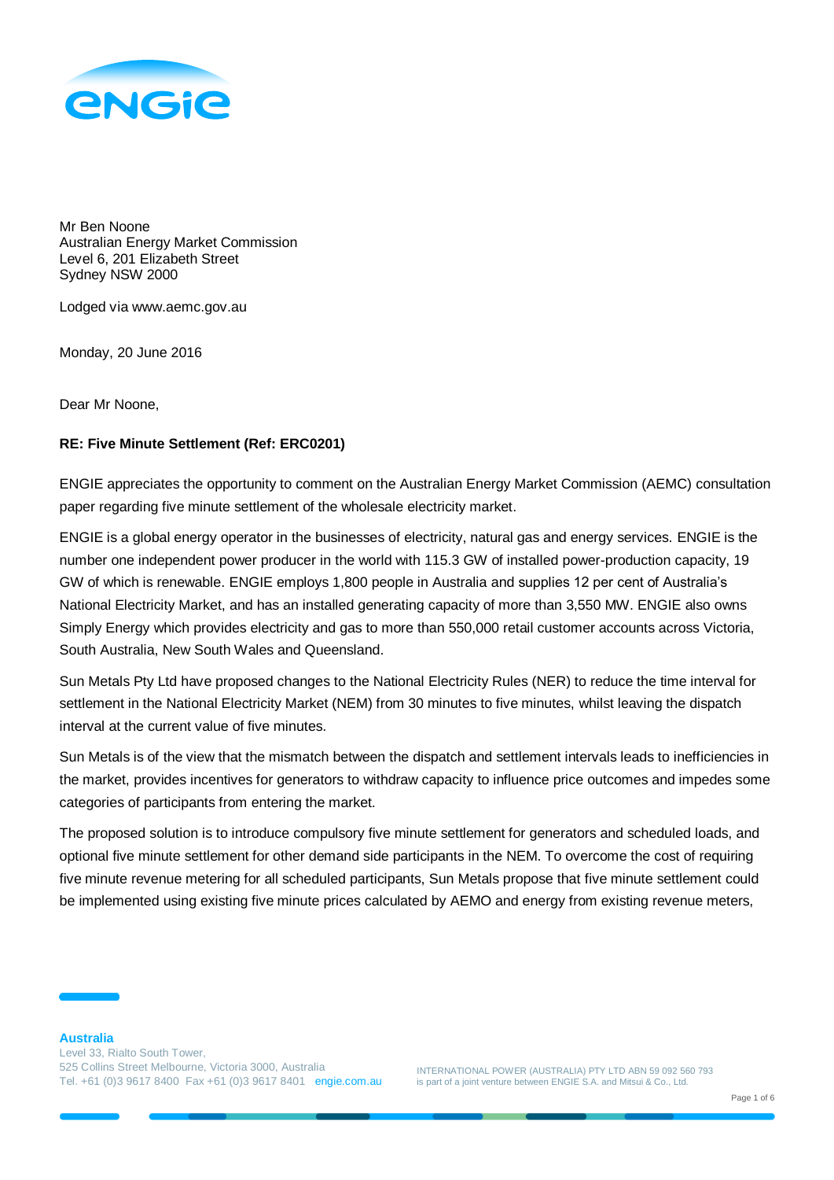Mr Ben Noone
Australian Energy Market Commission
Level 6, 201 Elizabeth Street
Sydney NSW 2000

Lodged via www.aemc.gov.au

Monday, 20 June 2016

Dear Mr Noone,

**RE: Five Minute Settlement (Ref: ERC0201)**

ENGIE appreciates the opportunity to comment on the Australian Energy Market Commission (AEMC) consultation paper regarding five minute settlement of the wholesale electricity market.

ENGIE is a global energy operator in the businesses of electricity, natural gas and energy services. ENGIE is the number one independent power producer in the world with 115.3 GW of installed power-production capacity, 19 GW of which is renewable. ENGIE employs 1,800 people in Australia and supplies 12 per cent of Australia's National Electricity Market, and has an installed generating capacity of more than 3,550 MW. ENGIE also owns Simply Energy which provides electricity and gas to more than 550,000 retail customer accounts across Victoria, South Australia, New South Wales and Queensland.

Sun Metals Pty Ltd have proposed changes to the National Electricity Rules (NER) to reduce the time interval for settlement in the National Electricity Market (NEM) from 30 minutes to five minutes, whilst leaving the dispatch interval at the current value of five minutes.

Sun Metals is of the view that the mismatch between the dispatch and settlement intervals leads to inefficiencies in the market, provides incentives for generators to withdraw capacity to influence price outcomes and impedes some categories of participants from entering the market.

The proposed solution is to introduce compulsory five minute settlement for generators and scheduled loads, and optional five minute settlement for other demand side participants in the NEM. To overcome the cost of requiring five minute revenue metering for all scheduled participants, Sun Metals propose that five minute settlement could be implemented using existing five minute prices calculated by AEMO and energy from existing revenue meters,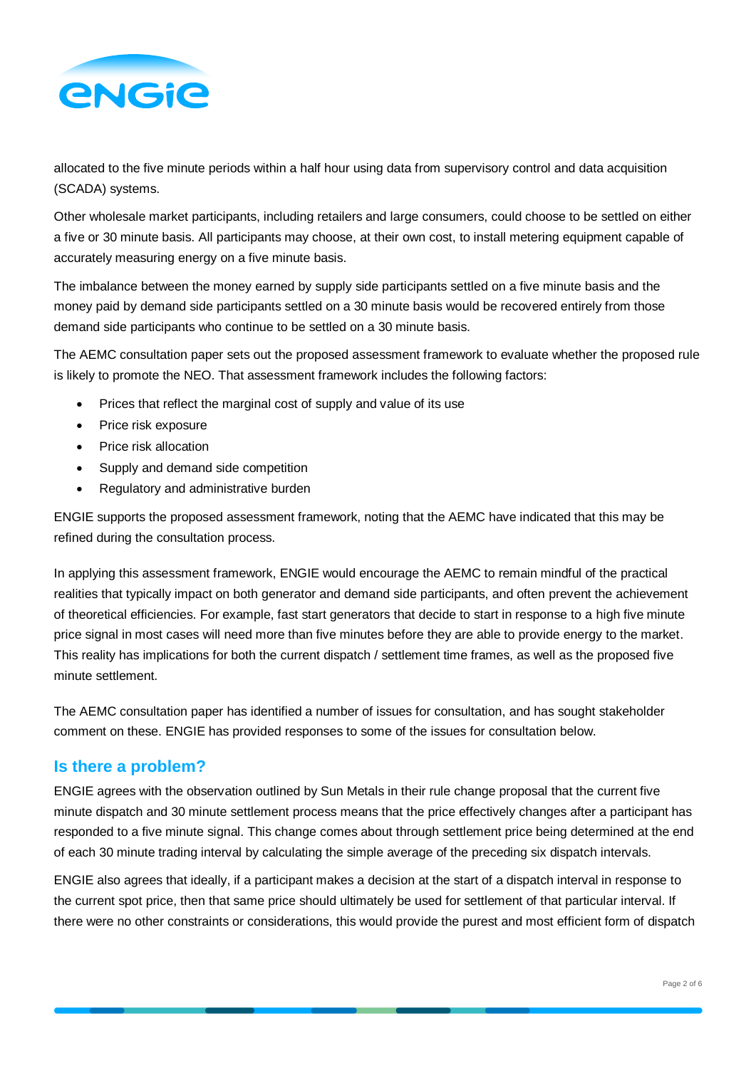allocated to the five minute periods within a half hour using data from supervisory control and data acquisition (SCADA) systems.

Other wholesale market participants, including retailers and large consumers, could choose to be settled on either a five or 30 minute basis. All participants may choose, at their own cost, to install metering equipment capable of accurately measuring energy on a five minute basis.

The imbalance between the money earned by supply side participants settled on a five minute basis and the money paid by demand side participants settled on a 30 minute basis would be recovered entirely from those demand side participants who continue to be settled on a 30 minute basis.

The AEMC consultation paper sets out the proposed assessment framework to evaluate whether the proposed rule is likely to promote the NEO. That assessment framework includes the following factors:

- Prices that reflect the marginal cost of supply and value of its use
- Price risk exposure
- Price risk allocation
- Supply and demand side competition
- Regulatory and administrative burden

ENGIE supports the proposed assessment framework, noting that the AEMC have indicated that this may be refined during the consultation process.

In applying this assessment framework, ENGIE would encourage the AEMC to remain mindful of the practical realities that typically impact on both generator and demand side participants, and often prevent the achievement of theoretical efficiencies. For example, fast start generators that decide to start in response to a high five minute price signal in most cases will need more than five minutes before they are able to provide energy to the market. This reality has implications for both the current dispatch / settlement time frames, as well as the proposed five minute settlement.

The AEMC consultation paper has identified a number of issues for consultation, and has sought stakeholder comment on these. ENGIE has provided responses to some of the issues for consultation below.

## Is there a problem?

ENGIE agrees with the observation outlined by Sun Metals in their rule change proposal that the current five minute dispatch and 30 minute settlement process means that the price effectively changes after a participant has responded to a five minute signal. This change comes about through settlement price being determined at the end of each 30 minute trading interval by calculating the simple average of the preceding six dispatch intervals.

ENGIE also agrees that ideally, if a participant makes a decision at the start of a dispatch interval in response to the current spot price, then that same price should ultimately be used for settlement of that particular interval. If there were no other constraints or considerations, this would provide the purest and most efficient form of dispatch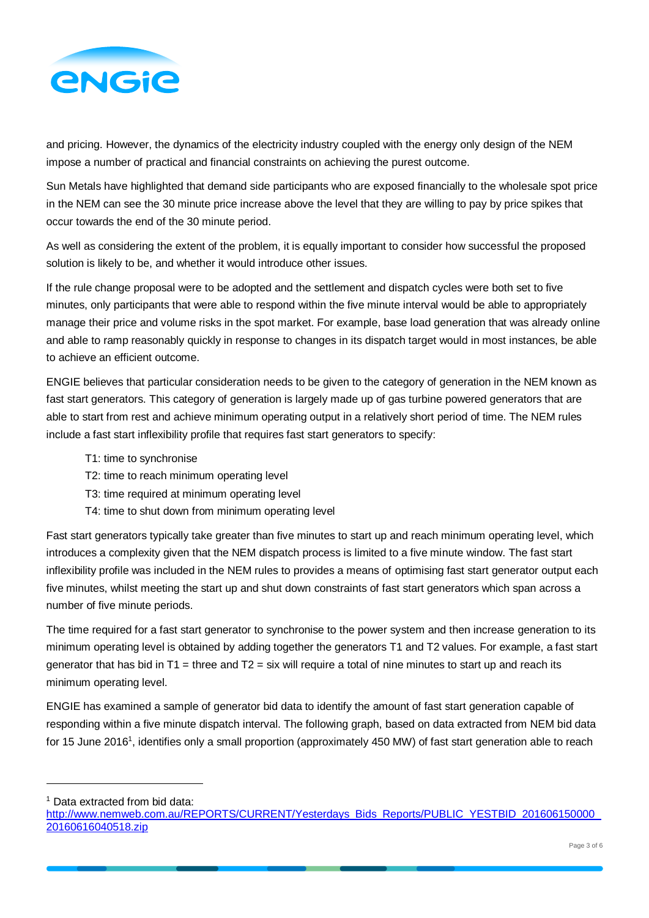and pricing. However, the dynamics of the electricity industry coupled with the energy only design of the NEM impose a number of practical and financial constraints on achieving the purest outcome.

Sun Metals have highlighted that demand side participants who are exposed financially to the wholesale spot price in the NEM can see the 30 minute price increase above the level that they are willing to pay by price spikes that occur towards the end of the 30 minute period.

As well as considering the extent of the problem, it is equally important to consider how successful the proposed solution is likely to be, and whether it would introduce other issues.

If the rule change proposal were to be adopted and the settlement and dispatch cycles were both set to five minutes, only participants that were able to respond within the five minute interval would be able to appropriately manage their price and volume risks in the spot market. For example, base load generation that was already online and able to ramp reasonably quickly in response to changes in its dispatch target would in most instances, be able to achieve an efficient outcome.

ENGIE believes that particular consideration needs to be given to the category of generation in the NEM known as fast start generators. This category of generation is largely made up of gas turbine powered generators that are able to start from rest and achieve minimum operating output in a relatively short period of time. The NEM rules include a fast start inflexibility profile that requires fast start generators to specify:

- T1: time to synchronise
- T2: time to reach minimum operating level
- T3: time required at minimum operating level
- T4: time to shut down from minimum operating level

Fast start generators typically take greater than five minutes to start up and reach minimum operating level, which introduces a complexity given that the NEM dispatch process is limited to a five minute window. The fast start inflexibility profile was included in the NEM rules to provides a means of optimising fast start generator output each five minutes, whilst meeting the start up and shut down constraints of fast start generators which span across a number of five minute periods.

The time required for a fast start generator to synchronise to the power system and then increase generation to its minimum operating level is obtained by adding together the generators T1 and T2 values. For example, a fast start generator that has bid in T1 = three and T2 = six will require a total of nine minutes to start up and reach its minimum operating level.

ENGIE has examined a sample of generator bid data to identify the amount of fast start generation capable of responding within a five minute dispatch interval. The following graph, based on data extracted from NEM bid data for 15 June 2016[1], identifies only a small proportion (approximately 450 MW) of fast start generation able to reach

[1] Data extracted from bid data: http://www.nemweb.com.au/REPORTS/CURRENT/Yesterdays_Bids_Reports/PUBLIC_YESTBID_201606150000_20160616040518.zip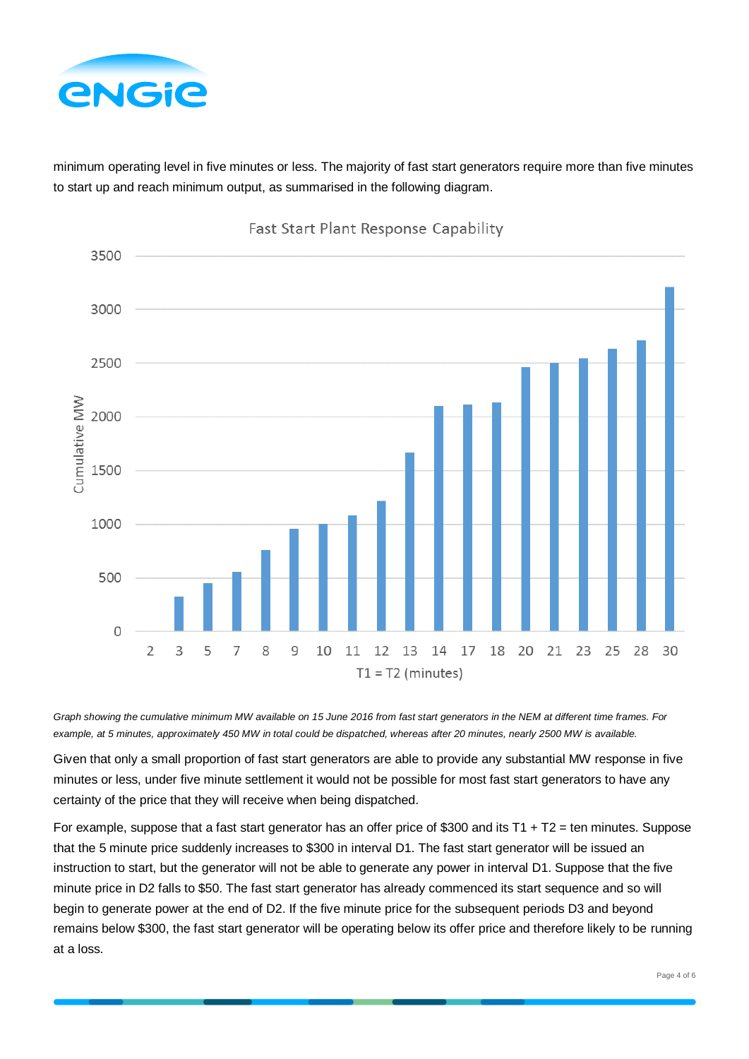minimum operating level in five minutes or less. The majority of fast start generators require more than five minutes to start up and reach minimum output, as summarised in the following diagram.

*Graph showing the cumulative minimum MW available on 15 June 2016 from fast start generators in the NEM at different time frames. For example, at 5 minutes, approximately 450 MW in total could be dispatched, whereas after 20 minutes, nearly 2500 MW is available.*

Given that only a small proportion of fast start generators are able to provide any substantial MW response in five minutes or less, under five minute settlement it would not be possible for most fast start generators to have any certainty of the price that they will receive when being dispatched.

For example, suppose that a fast start generator has an offer price of $300 and its T1 + T2 = ten minutes. Suppose that the 5 minute price suddenly increases to $300 in interval D1. The fast start generator will be issued an instruction to start, but the generator will not be able to generate any power in interval D1. Suppose that the five minute price in D2 falls to $50. The fast start generator has already commenced its start sequence and so will begin to generate power at the end of D2. If the five minute price for the subsequent periods D3 and beyond remains below $300, the fast start generator will be operating below its offer price and therefore likely to be running at a loss.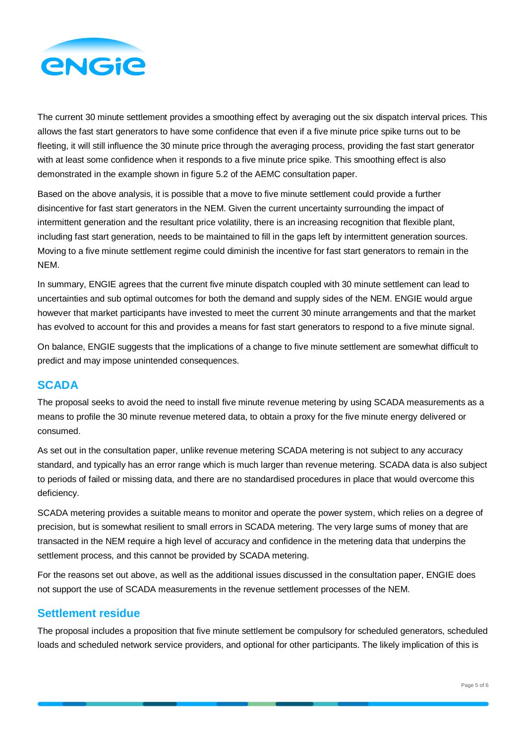The current 30 minute settlement provides a smoothing effect by averaging out the six dispatch interval prices. This allows the fast start generators to have some confidence that even if a five minute price spike turns out to be fleeting, it will still influence the 30 minute price through the averaging process, providing the fast start generator with at least some confidence when it responds to a five minute price spike. This smoothing effect is also demonstrated in the example shown in figure 5.2 of the AEMC consultation paper.

Based on the above analysis, it is possible that a move to five minute settlement could provide a further disincentive for fast start generators in the NEM. Given the current uncertainty surrounding the impact of intermittent generation and the resultant price volatility, there is an increasing recognition that flexible plant, including fast start generation, needs to be maintained to fill in the gaps left by intermittent generation sources. Moving to a five minute settlement regime could diminish the incentive for fast start generators to remain in the NEM.

In summary, ENGIE agrees that the current five minute dispatch coupled with 30 minute settlement can lead to uncertainties and sub optimal outcomes for both the demand and supply sides of the NEM. ENGIE would argue however that market participants have invested to meet the current 30 minute arrangements and that the market has evolved to account for this and provides a means for fast start generators to respond to a five minute signal.

On balance, ENGIE suggests that the implications of a change to five minute settlement are somewhat difficult to predict and may impose unintended consequences.

## SCADA

The proposal seeks to avoid the need to install five minute revenue metering by using SCADA measurements as a means to profile the 30 minute revenue metered data, to obtain a proxy for the five minute energy delivered or consumed.

As set out in the consultation paper, unlike revenue metering SCADA metering is not subject to any accuracy standard, and typically has an error range which is much larger than revenue metering. SCADA data is also subject to periods of failed or missing data, and there are no standardised procedures in place that would overcome this deficiency.

SCADA metering provides a suitable means to monitor and operate the power system, which relies on a degree of precision, but is somewhat resilient to small errors in SCADA metering. The very large sums of money that are transacted in the NEM require a high level of accuracy and confidence in the metering data that underpins the settlement process, and this cannot be provided by SCADA metering.

For the reasons set out above, as well as the additional issues discussed in the consultation paper, ENGIE does not support the use of SCADA measurements in the revenue settlement processes of the NEM.

## Settlement residue

The proposal includes a proposition that five minute settlement be compulsory for scheduled generators, scheduled loads and scheduled network service providers, and optional for other participants. The likely implication of this is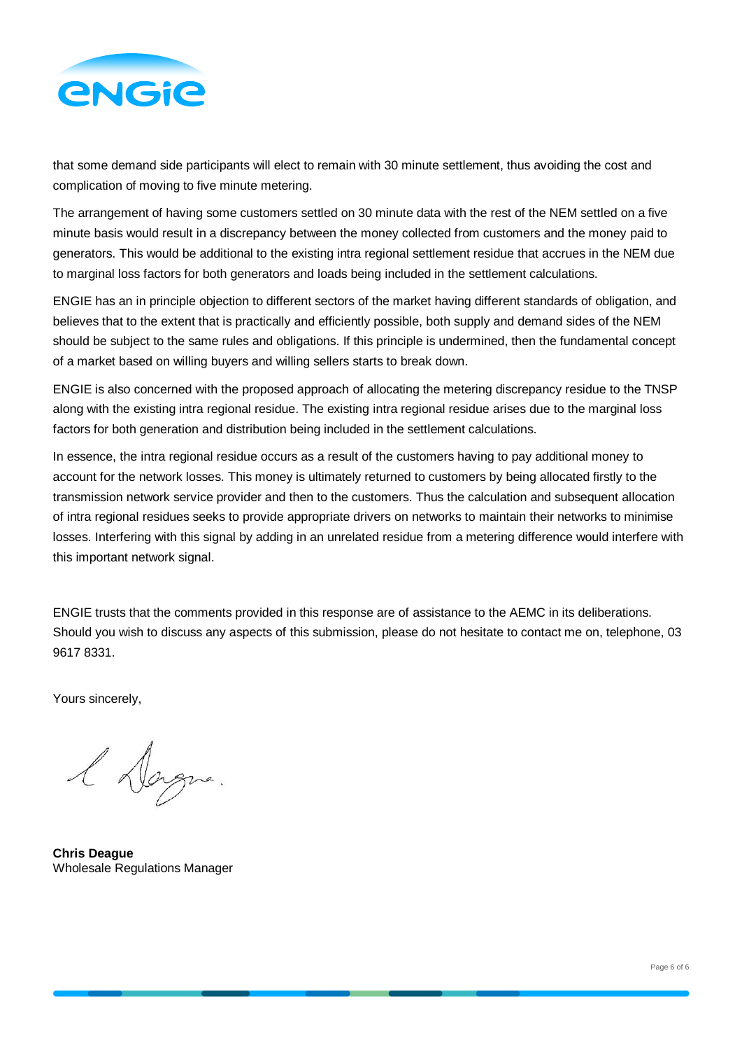that some demand side participants will elect to remain with 30 minute settlement, thus avoiding the cost and complication of moving to five minute metering.

The arrangement of having some customers settled on 30 minute data with the rest of the NEM settled on a five minute basis would result in a discrepancy between the money collected from customers and the money paid to generators. This would be additional to the existing intra regional settlement residue that accrues in the NEM due to marginal loss factors for both generators and loads being included in the settlement calculations.

ENGIE has an in principle objection to different sectors of the market having different standards of obligation, and believes that to the extent that is practically and efficiently possible, both supply and demand sides of the NEM should be subject to the same rules and obligations. If this principle is undermined, then the fundamental concept of a market based on willing buyers and willing sellers starts to break down.

ENGIE is also concerned with the proposed approach of allocating the metering discrepancy residue to the TNSP along with the existing intra regional residue. The existing intra regional residue arises due to the marginal loss factors for both generation and distribution being included in the settlement calculations.

In essence, the intra regional residue occurs as a result of the customers having to pay additional money to account for the network losses. This money is ultimately returned to customers by being allocated firstly to the transmission network service provider and then to the customers. Thus the calculation and subsequent allocation of intra regional residues seeks to provide appropriate drivers on networks to maintain their networks to minimise losses. Interfering with this signal by adding in an unrelated residue from a metering difference would interfere with this important network signal.

ENGIE trusts that the comments provided in this response are of assistance to the AEMC in its deliberations. Should you wish to discuss any aspects of this submission, please do not hesitate to contact me on, telephone, 03 9617 8331.

Yours sincerely,

**Chris Deague**
Wholesale Regulations Manager